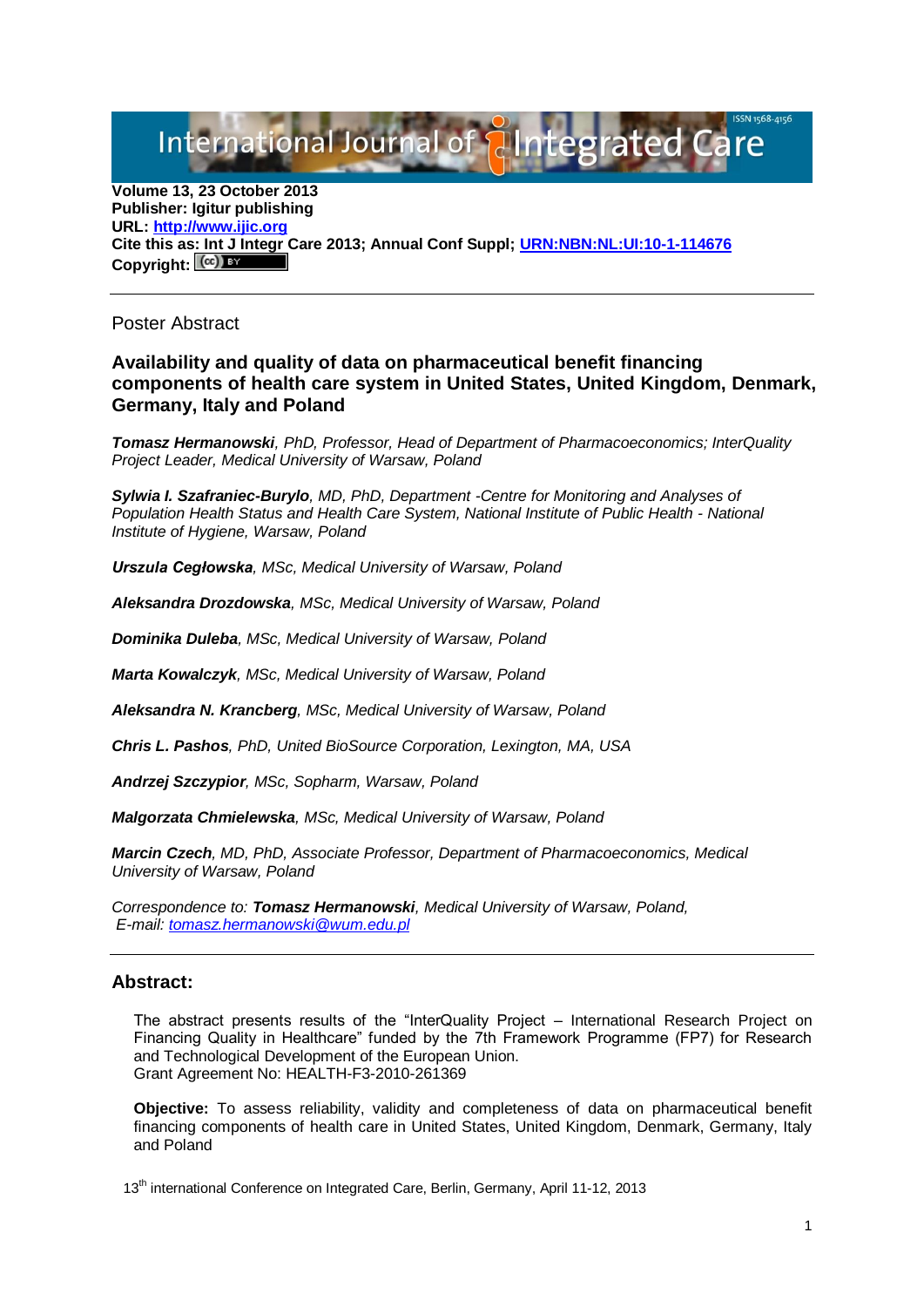Volume 13, 23 October 2013
**Publisher: Igitur publishing**
**URL: [http://www.ijic.org](http://www.ijic.org)**
**Cite this as: Int J Integr Care 2013; Annual Conf Suppl; [URN:NBN:NL:UI:10-1-114676](URN:NBN:NL:UI:10-1-114676)**
**Copyright:** (cc) BY

---

Poster Abstract

## Availability and quality of data on pharmaceutical benefit financing components of health care system in United States, United Kingdom, Denmark, Germany, Italy and Poland

***Tomasz Hermanowski**, PhD, Professor, Head of Department of Pharmacoeconomics; InterQuality Project Leader, Medical University of Warsaw, Poland*

***Sylwia I. Szafraniec-Burylo**, MD, PhD, Department -Centre for Monitoring and Analyses of Population Health Status and Health Care System, National Institute of Public Health - National Institute of Hygiene, Warsaw, Poland*

***Urszula Cegłowska**, MSc, Medical University of Warsaw, Poland*

***Aleksandra Drozdowska**, MSc, Medical University of Warsaw, Poland*

***Dominika Duleba**, MSc, Medical University of Warsaw, Poland*

***Marta Kowalczyk**, MSc, Medical University of Warsaw, Poland*

***Aleksandra N. Krancberg**, MSc, Medical University of Warsaw, Poland*

***Chris L. Pashos**, PhD, United BioSource Corporation, Lexington, MA, USA*

***Andrzej Szczypior**, MSc, Sopharm, Warsaw, Poland*

***Malgorzata Chmielewska**, MSc, Medical University of Warsaw, Poland*

***Marcin Czech**, MD, PhD, Associate Professor, Department of Pharmacoeconomics, Medical University of Warsaw, Poland*

*Correspondence to: **Tomasz Hermanowski**, Medical University of Warsaw, Poland, E-mail: [tomasz.hermanowski@wum.edu.pl](mailto:tomasz.hermanowski@wum.edu.pl)*

---

### Abstract:

The abstract presents results of the "InterQuality Project – International Research Project on Financing Quality in Healthcare" funded by the 7th Framework Programme (FP7) for Research and Technological Development of the European Union.
Grant Agreement No: HEALTH-F3-2010-261369

**Objective:** To assess reliability, validity and completeness of data on pharmaceutical benefit financing components of health care in United States, United Kingdom, Denmark, Germany, Italy and Poland

13th international Conference on Integrated Care, Berlin, Germany, April 11-12, 2013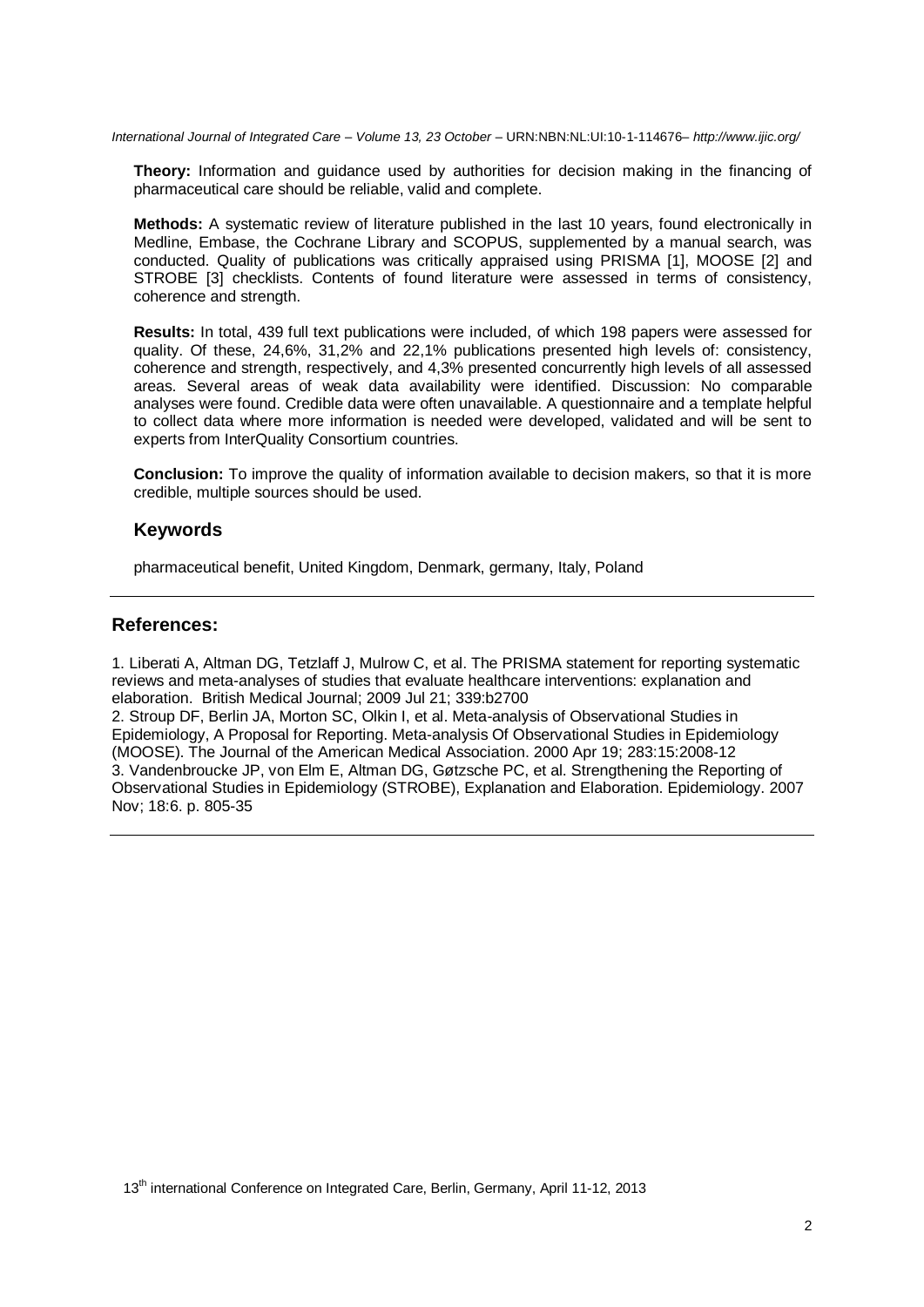**Theory:** Information and guidance used by authorities for decision making in the financing of pharmaceutical care should be reliable, valid and complete.

**Methods:** A systematic review of literature published in the last 10 years, found electronically in Medline, Embase, the Cochrane Library and SCOPUS, supplemented by a manual search, was conducted. Quality of publications was critically appraised using PRISMA [1], MOOSE [2] and STROBE [3] checklists. Contents of found literature were assessed in terms of consistency, coherence and strength.

**Results:** In total, 439 full text publications were included, of which 198 papers were assessed for quality. Of these, 24,6%, 31,2% and 22,1% publications presented high levels of: consistency, coherence and strength, respectively, and 4,3% presented concurrently high levels of all assessed areas. Several areas of weak data availability were identified. Discussion: No comparable analyses were found. Credible data were often unavailable. A questionnaire and a template helpful to collect data where more information is needed were developed, validated and will be sent to experts from InterQuality Consortium countries.

**Conclusion:** To improve the quality of information available to decision makers, so that it is more credible, multiple sources should be used.

## Keywords

pharmaceutical benefit, United Kingdom, Denmark, germany, Italy, Poland

## References:

1. Liberati A, Altman DG, Tetzlaff J, Mulrow C, et al. The PRISMA statement for reporting systematic reviews and meta-analyses of studies that evaluate healthcare interventions: explanation and elaboration. British Medical Journal; 2009 Jul 21; 339:b2700
2. Stroup DF, Berlin JA, Morton SC, Olkin I, et al. Meta-analysis of Observational Studies in Epidemiology, A Proposal for Reporting. Meta-analysis Of Observational Studies in Epidemiology (MOOSE). The Journal of the American Medical Association. 2000 Apr 19; 283:15:2008-12
3. Vandenbroucke JP, von Elm E, Altman DG, Gøtzsche PC, et al. Strengthening the Reporting of Observational Studies in Epidemiology (STROBE), Explanation and Elaboration. Epidemiology. 2007 Nov; 18:6. p. 805-35